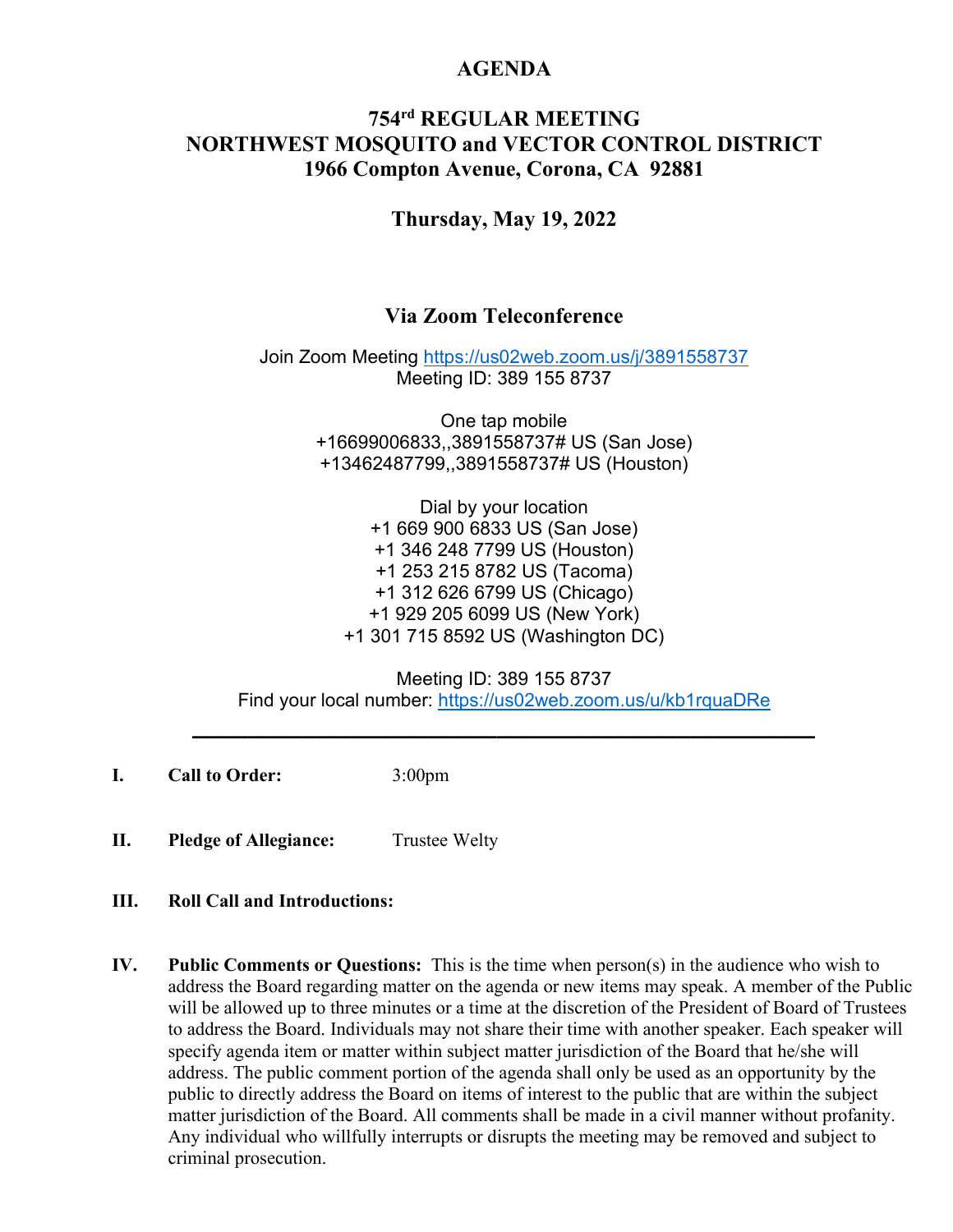# AGENDA

## 754rd REGULAR MEETING
## NORTHWEST MOSQUITO and VECTOR CONTROL DISTRICT
## 1966 Compton Avenue, Corona, CA 92881

### Thursday, May 19, 2022

### Via Zoom Teleconference

Join Zoom Meeting https://us02web.zoom.us/j/3891558737
Meeting ID: 389 155 8737

One tap mobile
+16699006833,,3891558737# US (San Jose)
+13462487799,,3891558737# US (Houston)

Dial by your location
+1 669 900 6833 US (San Jose)
+1 346 248 7799 US (Houston)
+1 253 215 8782 US (Tacoma)
+1 312 626 6799 US (Chicago)
+1 929 205 6099 US (New York)
+1 301 715 8592 US (Washington DC)

Meeting ID: 389 155 8737
Find your local number: https://us02web.zoom.us/u/kb1rquaDRe

---

**I. Call to Order:** 3:00pm

**II. Pledge of Allegiance:** Trustee Welty

**III. Roll Call and Introductions:**

**IV. Public Comments or Questions:** This is the time when person(s) in the audience who wish to address the Board regarding matter on the agenda or new items may speak. A member of the Public will be allowed up to three minutes or a time at the discretion of the President of Board of Trustees to address the Board. Individuals may not share their time with another speaker. Each speaker will specify agenda item or matter within subject matter jurisdiction of the Board that he/she will address. The public comment portion of the agenda shall only be used as an opportunity by the public to directly address the Board on items of interest to the public that are within the subject matter jurisdiction of the Board. All comments shall be made in a civil manner without profanity. Any individual who willfully interrupts or disrupts the meeting may be removed and subject to criminal prosecution.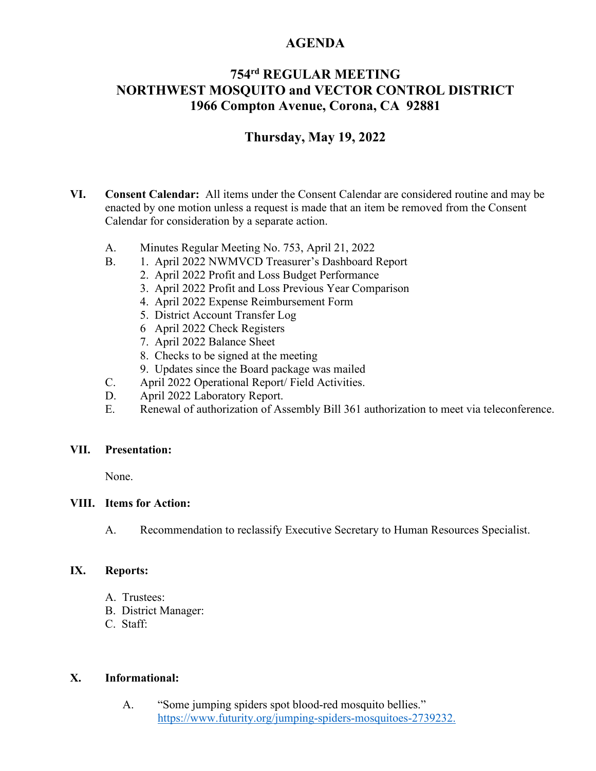# AGENDA

## 754rd REGULAR MEETING
## NORTHWEST MOSQUITO and VECTOR CONTROL DISTRICT
## 1966 Compton Avenue, Corona, CA 92881

## Thursday, May 19, 2022

**VI. Consent Calendar:** All items under the Consent Calendar are considered routine and may be enacted by one motion unless a request is made that an item be removed from the Consent Calendar for consideration by a separate action.

A. Minutes Regular Meeting No. 753, April 21, 2022

B. 1. April 2022 NWMVCD Treasurer's Dashboard Report
 2. April 2022 Profit and Loss Budget Performance
 3. April 2022 Profit and Loss Previous Year Comparison
 4. April 2022 Expense Reimbursement Form
 5. District Account Transfer Log
 6 April 2022 Check Registers
 7. April 2022 Balance Sheet
 8. Checks to be signed at the meeting
 9. Updates since the Board package was mailed

C. April 2022 Operational Report/ Field Activities.

D. April 2022 Laboratory Report.

E. Renewal of authorization of Assembly Bill 361 authorization to meet via teleconference.

**VII. Presentation:**

None.

**VIII. Items for Action:**

A. Recommendation to reclassify Executive Secretary to Human Resources Specialist.

**IX. Reports:**

A. Trustees:
B. District Manager:
C. Staff:

**X. Informational:**

A. "Some jumping spiders spot blood-red mosquito bellies."
https://www.futurity.org/jumping-spiders-mosquitoes-2739232.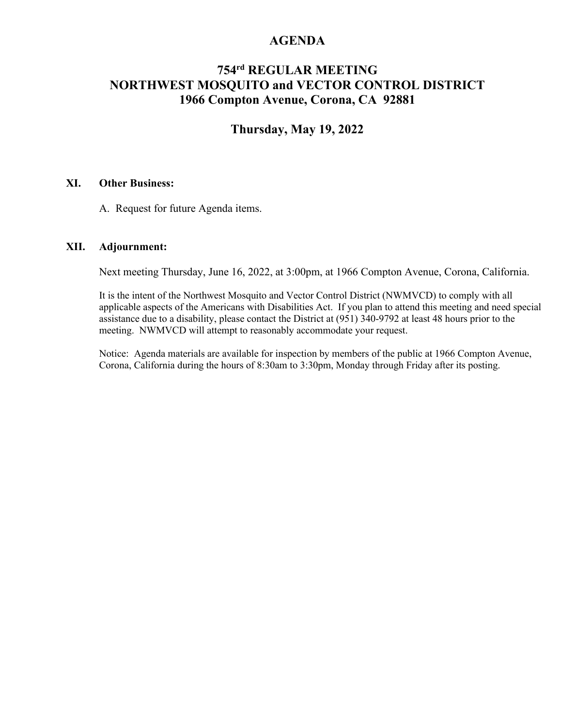# AGENDA

## 754rd REGULAR MEETING
## NORTHWEST MOSQUITO and VECTOR CONTROL DISTRICT
## 1966 Compton Avenue, Corona, CA 92881

## Thursday, May 19, 2022

**XI. Other Business:**

A. Request for future Agenda items.

**XII. Adjournment:**

Next meeting Thursday, June 16, 2022, at 3:00pm, at 1966 Compton Avenue, Corona, California.

It is the intent of the Northwest Mosquito and Vector Control District (NWMVCD) to comply with all applicable aspects of the Americans with Disabilities Act. If you plan to attend this meeting and need special assistance due to a disability, please contact the District at (951) 340-9792 at least 48 hours prior to the meeting. NWMVCD will attempt to reasonably accommodate your request.

Notice: Agenda materials are available for inspection by members of the public at 1966 Compton Avenue, Corona, California during the hours of 8:30am to 3:30pm, Monday through Friday after its posting.